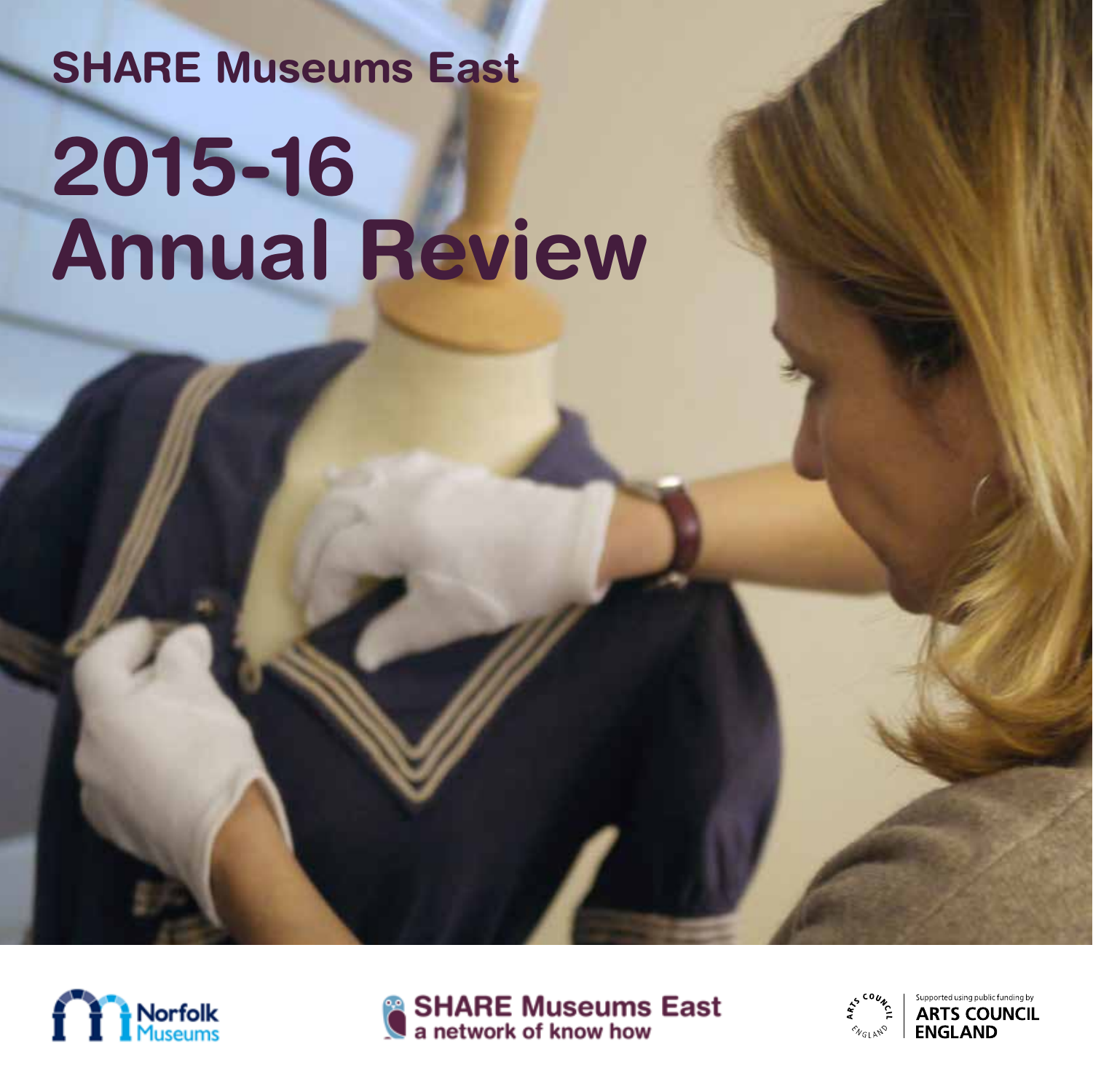SHARE Museums East

# 2015-16 Annual Review

Norfolk Museums

SHARE Museums East
a network of know how

Supported using public funding by ARTS COUNCIL ENGLAND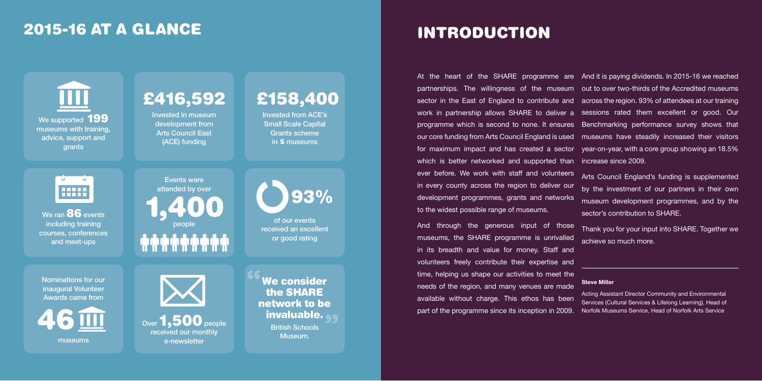## 2015-16 AT A GLANCE

We supported **199** museums with training, advice, support and grants

**£416,592**
Invested in museum development from Arts Council East (ACE) funding

**£158,400**
Invested from ACE's Small Scale Capital Grants scheme in **5** museums

We ran **86** events including training courses, conferences and meet-ups

Events were attended by over **1,400** people

**93%** of our events received an excellent or good rating

Nominations for our inaugural Volunteer Awards came from **46** museums

Over **1,500** people received our monthly e-newsletter

"**We consider the SHARE network to be invaluable.**"
British Schools Museum.

## INTRODUCTION

At the heart of the SHARE programme are partnerships. The willingness of the museum sector in the East of England to contribute and work in partnership allows SHARE to deliver a programme which is second to none. It ensures our core funding from Arts Council England is used for maximum impact and has created a sector which is better networked and supported than ever before. We work with staff and volunteers in every county across the region to deliver our development programmes, grants and networks to the widest possible range of museums.

And through the generous input of those museums, the SHARE programme is unrivalled in its breadth and value for money. Staff and volunteers freely contribute their expertise and time, helping us shape our activities to meet the needs of the region, and many venues are made available without charge. This ethos has been part of the programme since its inception in 2009.

And it is paying dividends. In 2015-16 we reached out to over two-thirds of the Accredited museums across the region. 93% of attendees at our training sessions rated them excellent or good. Our Benchmarking performance survey shows that museums have steadily increased their visitors year-on-year, with a core group showing an 18.5% increase since 2009.

Arts Council England's funding is supplemented by the investment of our partners in their own museum development programmes, and by the sector's contribution to SHARE.

Thank you for your input into SHARE. Together we achieve so much more.

**Steve Miller**

Acting Assistant Director Community and Environmental Services (Cultural Services & Lifelong Learning), Head of Norfolk Museums Service, Head of Norfolk Arts Service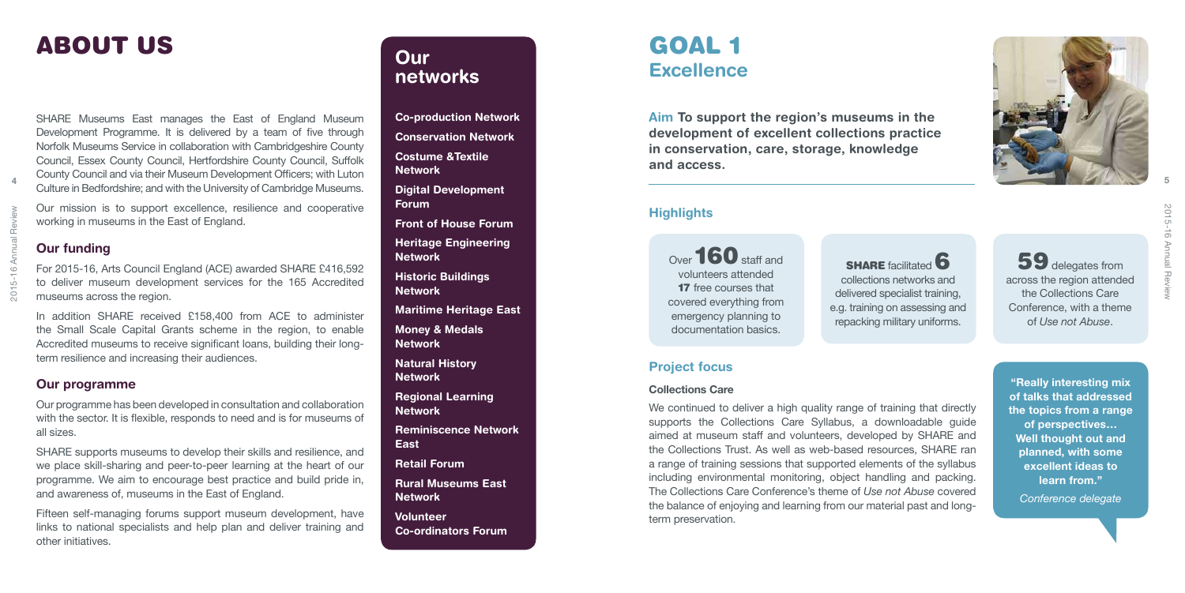# ABOUT US

SHARE Museums East manages the East of England Museum Development Programme. It is delivered by a team of five through Norfolk Museums Service in collaboration with Cambridgeshire County Council, Essex County Council, Hertfordshire County Council, Suffolk County Council and via their Museum Development Officers; with Luton Culture in Bedfordshire; and with the University of Cambridge Museums.

Our mission is to support excellence, resilience and cooperative working in museums in the East of England.

## Our funding

For 2015-16, Arts Council England (ACE) awarded SHARE £416,592 to deliver museum development services for the 165 Accredited museums across the region.

In addition SHARE received £158,400 from ACE to administer the Small Scale Capital Grants scheme in the region, to enable Accredited museums to receive significant loans, building their long-term resilience and increasing their audiences.

## Our programme

Our programme has been developed in consultation and collaboration with the sector. It is flexible, responds to need and is for museums of all sizes.

SHARE supports museums to develop their skills and resilience, and we place skill-sharing and peer-to-peer learning at the heart of our programme. We aim to encourage best practice and build pride in, and awareness of, museums in the East of England.

Fifteen self-managing forums support museum development, have links to national specialists and help plan and deliver training and other initiatives.

## Our networks

- **Co-production Network**
- **Conservation Network**
- **Costume &Textile Network**
- **Digital Development Forum**
- **Front of House Forum**
- **Heritage Engineering Network**
- **Historic Buildings Network**
- **Maritime Heritage East**
- **Money & Medals Network**
- **Natural History Network**
- **Regional Learning Network**
- **Reminiscence Network East**
- **Retail Forum**
- **Rural Museums East Network**
- **Volunteer Co-ordinators Forum**

# GOAL 1
## Excellence

**Aim To support the region's museums in the development of excellent collections practice in conservation, care, storage, knowledge and access.**

### Highlights

Over **160** staff and volunteers attended **17** free courses that covered everything from emergency planning to documentation basics.

**SHARE** facilitated **6** collections networks and delivered specialist training, e.g. training on assessing and repacking military uniforms.

**59** delegates from across the region attended the Collections Care Conference, with a theme of *Use not Abuse*.

### Project focus

#### Collections Care

We continued to deliver a high quality range of training that directly supports the Collections Care Syllabus, a downloadable guide aimed at museum staff and volunteers, developed by SHARE and the Collections Trust. As well as web-based resources, SHARE ran a range of training sessions that supported elements of the syllabus including environmental monitoring, object handling and packing. The Collections Care Conference's theme of *Use not Abuse* covered the balance of enjoying and learning from our material past and long-term preservation.

**"Really interesting mix of talks that addressed the topics from a range of perspectives… Well thought out and planned, with some excellent ideas to learn from."**

*Conference delegate*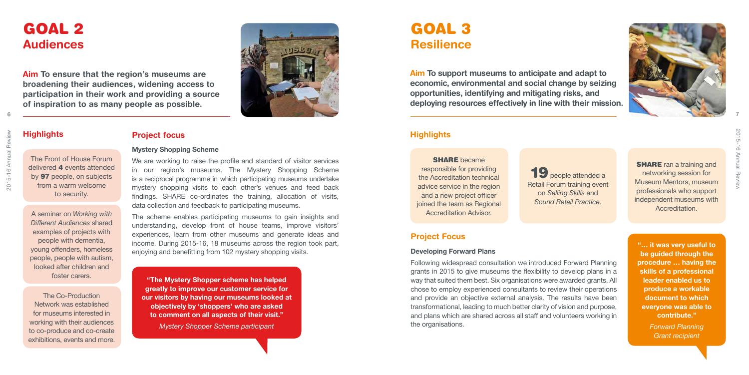# GOAL 2
## Audiences

**Aim To ensure that the region's museums are broadening their audiences, widening access to participation in their work and providing a source of inspiration to as many people as possible.**

### Highlights

The Front of House Forum delivered **4** events attended by **97** people, on subjects from a warm welcome to security.

A seminar on *Working with Different Audiences* shared examples of projects with people with dementia, young offenders, homeless people, people with autism, looked after children and foster carers.

The Co-Production Network was established for museums interested in working with their audiences to co-produce and co-create exhibitions, events and more.

### Project focus

**Mystery Shopping Scheme**

We are working to raise the profile and standard of visitor services in our region's museums. The Mystery Shopping Scheme is a reciprocal programme in which participating museums undertake mystery shopping visits to each other's venues and feed back findings. SHARE co-ordinates the training, allocation of visits, data collection and feedback to participating museums.

The scheme enables participating museums to gain insights and understanding, develop front of house teams, improve visitors' experiences, learn from other museums and generate ideas and income. During 2015-16, 18 museums across the region took part, enjoying and benefitting from 102 mystery shopping visits.

**"The Mystery Shopper scheme has helped greatly to improve our customer service for our visitors by having our museums looked at objectively by 'shoppers' who are asked to comment on all aspects of their visit."**

*Mystery Shopper Scheme participant*

# GOAL 3
## Resilience

**Aim To support museums to anticipate and adapt to economic, environmental and social change by seizing opportunities, identifying and mitigating risks, and deploying resources effectively in line with their mission.**

### Highlights

**SHARE** became responsible for providing the Accreditation technical advice service in the region and a new project officer joined the team as Regional Accreditation Advisor.

**19** people attended a Retail Forum training event on *Selling Skills* and *Sound Retail Practice*.

**SHARE** ran a training and networking session for Museum Mentors, museum professionals who support independent museums with Accreditation.

### Project Focus

**Developing Forward Plans**

Following widespread consultation we introduced Forward Planning grants in 2015 to give museums the flexibility to develop plans in a way that suited them best. Six organisations were awarded grants. All chose to employ experienced consultants to review their operations and provide an objective external analysis. The results have been transformational, leading to much better clarity of vision and purpose, and plans which are shared across all staff and volunteers working in the organisations.

**"… it was very useful to be guided through the procedure … having the skills of a professional leader enabled us to produce a workable document to which everyone was able to contribute."**

*Forward Planning Grant recipient*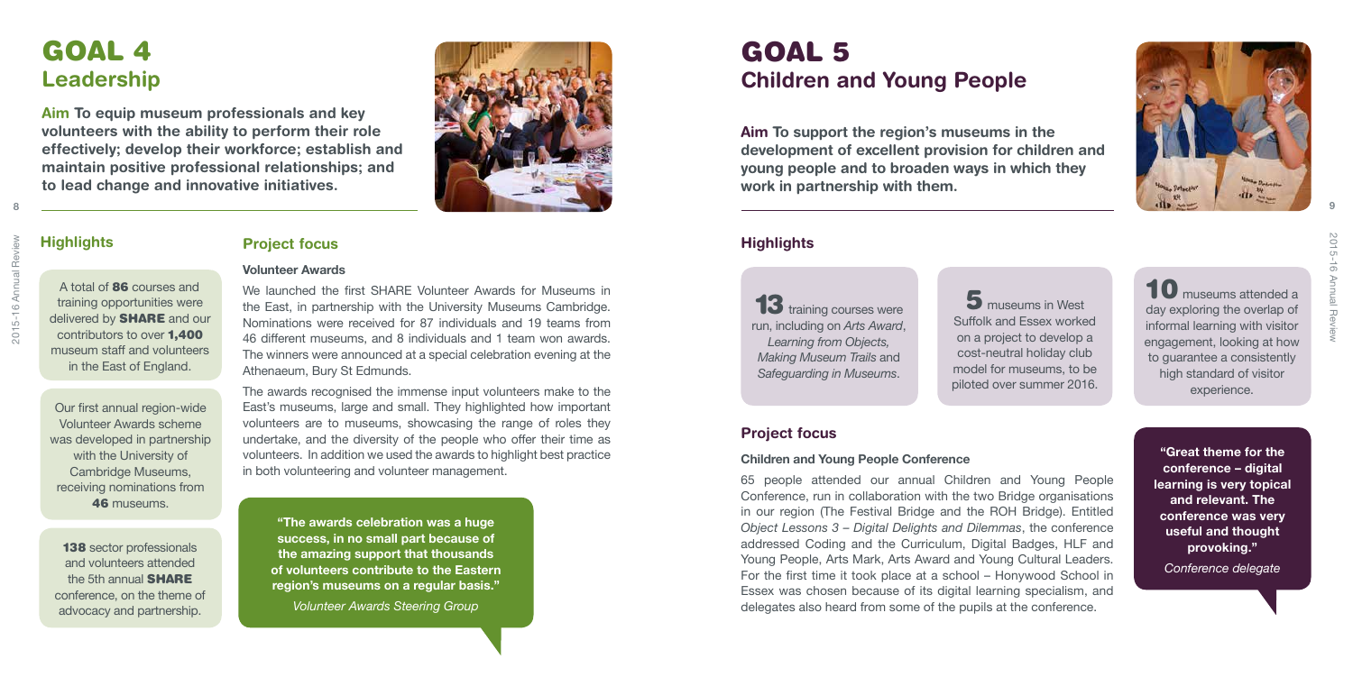# GOAL 4
## Leadership

**Aim To equip museum professionals and key volunteers with the ability to perform their role effectively; develop their workforce; establish and maintain positive professional relationships; and to lead change and innovative initiatives.**

### Highlights

A total of **86** courses and training opportunities were delivered by **SHARE** and our contributors to over **1,400** museum staff and volunteers in the East of England.

Our first annual region-wide Volunteer Awards scheme was developed in partnership with the University of Cambridge Museums, receiving nominations from **46** museums.

**138** sector professionals and volunteers attended the 5th annual **SHARE** conference, on the theme of advocacy and partnership.

### Project focus

#### Volunteer Awards

We launched the first SHARE Volunteer Awards for Museums in the East, in partnership with the University Museums Cambridge. Nominations were received for 87 individuals and 19 teams from 46 different museums, and 8 individuals and 1 team won awards. The winners were announced at a special celebration evening at the Athenaeum, Bury St Edmunds.

The awards recognised the immense input volunteers make to the East's museums, large and small. They highlighted how important volunteers are to museums, showcasing the range of roles they undertake, and the diversity of the people who offer their time as volunteers. In addition we used the awards to highlight best practice in both volunteering and volunteer management.

> **"The awards celebration was a huge success, in no small part because of the amazing support that thousands of volunteers contribute to the Eastern region's museums on a regular basis."**
>
> *Volunteer Awards Steering Group*

# GOAL 5
## Children and Young People

**Aim To support the region's museums in the development of excellent provision for children and young people and to broaden ways in which they work in partnership with them.**

### Highlights

**13** training courses were run, including on *Arts Award*, *Learning from Objects, Making Museum Trails* and *Safeguarding in Museums*.

**5** museums in West Suffolk and Essex worked on a project to develop a cost-neutral holiday club model for museums, to be piloted over summer 2016.

**10** museums attended a day exploring the overlap of informal learning with visitor engagement, looking at how to guarantee a consistently high standard of visitor experience.

### Project focus

#### Children and Young People Conference

65 people attended our annual Children and Young People Conference, run in collaboration with the two Bridge organisations in our region (The Festival Bridge and the ROH Bridge). Entitled *Object Lessons 3 – Digital Delights and Dilemmas*, the conference addressed Coding and the Curriculum, Digital Badges, HLF and Young People, Arts Mark, Arts Award and Young Cultural Leaders. For the first time it took place at a school – Honywood School in Essex was chosen because of its digital learning specialism, and delegates also heard from some of the pupils at the conference.

> **"Great theme for the conference – digital learning is very topical and relevant. The conference was very useful and thought provoking."**
>
> *Conference delegate*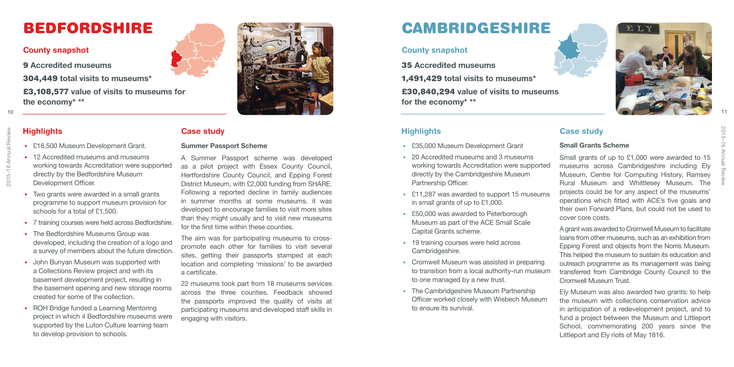# BEDFORDSHIRE

## County snapshot

**9 Accredited museums**

**304,449 total visits to museums***

**£3,108,577 value of visits to museums for the economy* ****

## Highlights

- £18,500 Museum Development Grant.
- 12 Accredited museums and museums working towards Accreditation were supported directly by the Bedfordshire Museum Development Officer.
- Two grants were awarded in a small grants programme to support museum provision for schools for a total of £1,500.
- 7 training courses were held across Bedfordshire.
- The Bedfordshire Museums Group was developed, including the creation of a logo and a survey of members about the future direction.
- John Bunyan Museum was supported with a Collections Review project and with its basement development project, resulting in the basement opening and new storage rooms created for some of the collection.
- ROH Bridge funded a Learning Mentoring project in which 4 Bedfordshire museums were supported by the Luton Culture learning team to develop provision to schools.

## Case study

**Summer Passport Scheme**

A Summer Passport scheme was developed as a pilot project with Essex County Council, Hertfordshire County Council, and Epping Forest District Museum, with £2,000 funding from SHARE. Following a reported decline in family audiences in summer months at some museums, it was developed to encourage families to visit more sites than they might usually and to visit new museums for the first time within these counties.

The aim was for participating museums to cross-promote each other for families to visit several sites, getting their passports stamped at each location and completing 'missions' to be awarded a certificate.

22 museums took part from 18 museums services across the three counties. Feedback showed the passports improved the quality of visits at participating museums and developed staff skills in engaging with visitors.

# CAMBRIDGESHIRE

## County snapshot

**35 Accredited museums**

**1,491,429 total visits to museums***

**£30,840,294 value of visits to museums for the economy* ****

## Highlights

- £35,000 Museum Development Grant
- 20 Accredited museums and 3 museums working towards Accreditation were supported directly by the Cambridgeshire Museum Partnership Officer.
- £11,287 was awarded to support 15 museums in small grants of up to £1,000.
- £50,000 was awarded to Peterborough Museum as part of the ACE Small Scale Capital Grants scheme.
- 19 training courses were held across Cambridgeshire.
- Cromwell Museum was assisted in preparing to transition from a local authority-run museum to one managed by a new trust.
- The Cambridgeshire Museum Partnership Officer worked closely with Wisbech Museum to ensure its survival.

## Case study

**Small Grants Scheme**

Small grants of up to £1,000 were awarded to 15 museums across Cambridgeshire including Ely Museum, Centre for Computing History, Ramsey Rural Museum and Whittlesey Museum. The projects could be for any aspect of the museums' operations which fitted with ACE's five goals and their own Forward Plans, but could not be used to cover core costs.

A grant was awarded to Cromwell Museum to facilitate loans from other museums, such as an exhibition from Epping Forest and objects from the Norris Museum. This helped the museum to sustain its education and outreach programme as its management was being transferred from Cambridge County Council to the Cromwell Museum Trust.

Ely Museum was also awarded two grants: to help the museum with collections conservation advice in anticipation of a redevelopment project, and to fund a project between the Museum and Littleport School, commemorating 200 years since the Littleport and Ely riots of May 1816.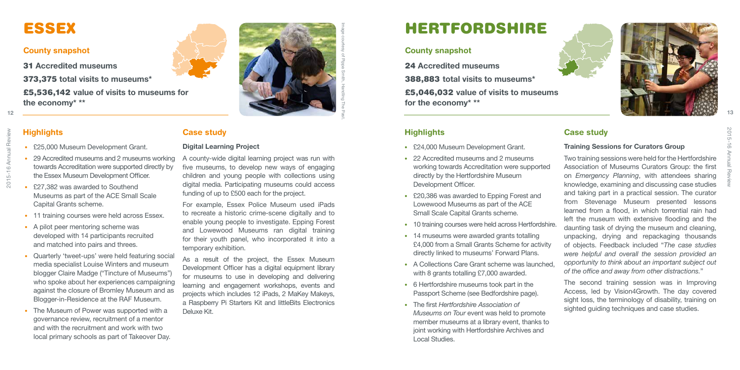# ESSEX

## County snapshot

**31 Accredited museums**

**373,375 total visits to museums***

**£5,536,142 value of visits to museums for the economy* ****

Image courtesy of Pippa Smith, Handling The Past.

## Highlights

- £25,000 Museum Development Grant.
- 29 Accredited museums and 2 museums working towards Accreditation were supported directly by the Essex Museum Development Officer.
- £27,382 was awarded to Southend Museums as part of the ACE Small Scale Capital Grants scheme.
- 11 training courses were held across Essex.
- A pilot peer mentoring scheme was developed with 14 participants recruited and matched into pairs and threes.
- Quarterly 'tweet-ups' were held featuring social media specialist Louise Winters and museum blogger Claire Madge ("Tincture of Museums") who spoke about her experiences campaigning against the closure of Bromley Museum and as Blogger-in-Residence at the RAF Museum.
- The Museum of Power was supported with a governance review, recruitment of a mentor and with the recruitment and work with two local primary schools as part of Takeover Day.

## Case study

**Digital Learning Project**

A county-wide digital learning project was run with five museums, to develop new ways of engaging children and young people with collections using digital media. Participating museums could access funding of up to £500 each for the project.

For example, Essex Police Museum used iPads to recreate a historic crime-scene digitally and to enable young people to investigate. Epping Forest and Lowewood Museums ran digital training for their youth panel, who incorporated it into a temporary exhibition.

As a result of the project, the Essex Museum Development Officer has a digital equipment library for museums to use in developing and delivering learning and engagement workshops, events and projects which includes 12 iPads, 2 MaKey Makeys, a Raspberry Pi Starters Kit and littleBits Electronics Deluxe Kit.

# HERTFORDSHIRE

## County snapshot

**24 Accredited museums**

**388,883 total visits to museums***

**£5,046,032 value of visits to museums for the economy* ****

## Highlights

- £24,000 Museum Development Grant.
- 22 Accredited museums and 2 museums working towards Accreditation were supported directly by the Hertfordshire Museum Development Officer.
- £20,386 was awarded to Epping Forest and Lowewood Museums as part of the ACE Small Scale Capital Grants scheme.
- 10 training courses were held across Hertfordshire.
- 14 museums were awarded grants totalling £4,000 from a Small Grants Scheme for activity directly linked to museums' Forward Plans.
- A Collections Care Grant scheme was launched, with 8 grants totalling £7,000 awarded.
- 6 Hertfordshire museums took part in the Passport Scheme (see Bedfordshire page).
- The first *Hertfordshire Association of Museums on Tour* event was held to promote member museums at a library event, thanks to joint working with Hertfordshire Archives and Local Studies.

## Case study

**Training Sessions for Curators Group**

Two training sessions were held for the Hertfordshire Association of Museums Curators Group: the first on *Emergency Planning*, with attendees sharing knowledge, examining and discussing case studies and taking part in a practical session. The curator from Stevenage Museum presented lessons learned from a flood, in which torrential rain had left the museum with extensive flooding and the daunting task of drying the museum and cleaning, unpacking, drying and repackaging thousands of objects. Feedback included "*The case studies were helpful and overall the session provided an opportunity to think about an important subject out of the office and away from other distractions.*"

The second training session was in Improving Access, led by Vision4Growth. The day covered sight loss, the terminology of disability, training on sighted guiding techniques and case studies.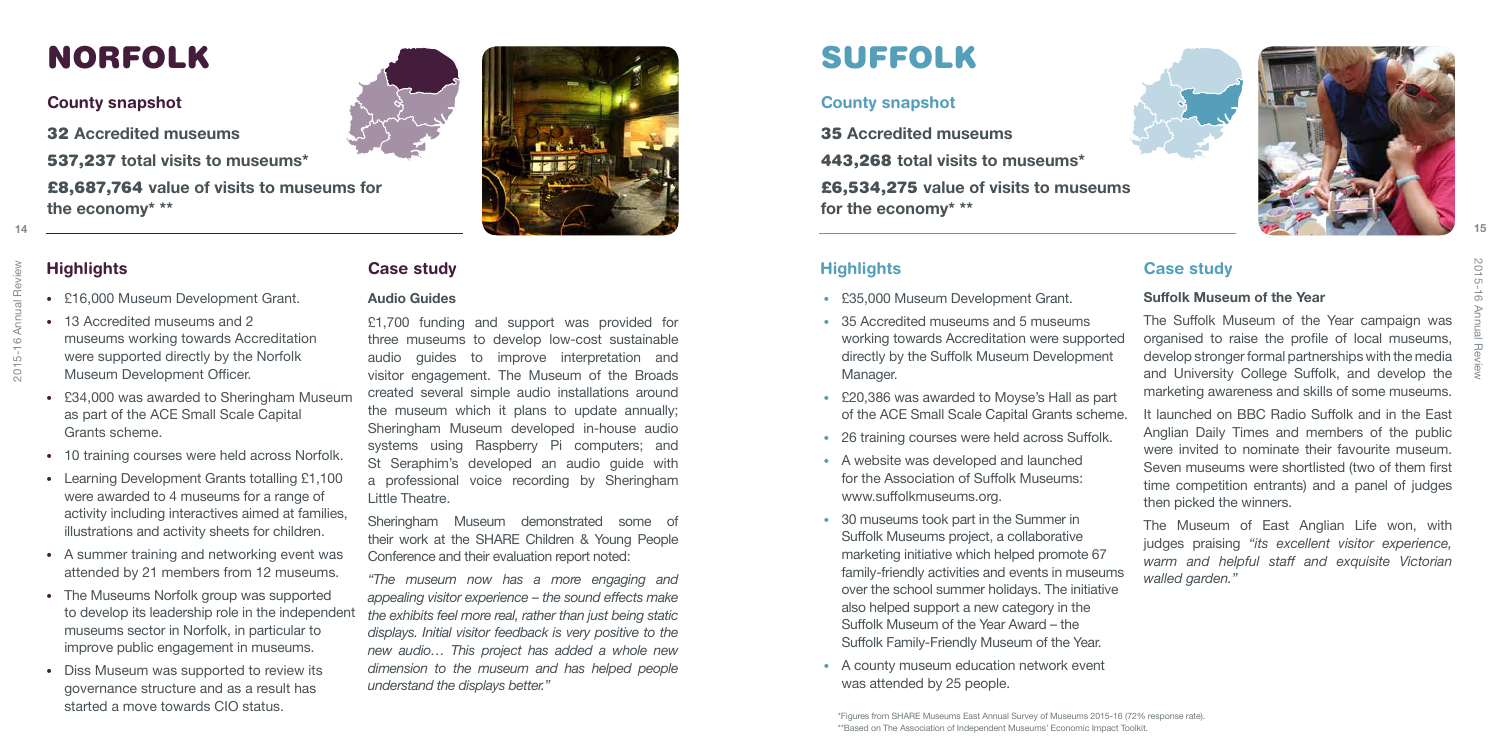# NORFOLK

## County snapshot

**32 Accredited museums**

**537,237 total visits to museums\***

**£8,687,764 value of visits to museums for the economy\* \*\***

## Highlights

- £16,000 Museum Development Grant.
- 13 Accredited museums and 2 museums working towards Accreditation were supported directly by the Norfolk Museum Development Officer.
- £34,000 was awarded to Sheringham Museum as part of the ACE Small Scale Capital Grants scheme.
- 10 training courses were held across Norfolk.
- Learning Development Grants totalling £1,100 were awarded to 4 museums for a range of activity including interactives aimed at families, illustrations and activity sheets for children.
- A summer training and networking event was attended by 21 members from 12 museums.
- The Museums Norfolk group was supported to develop its leadership role in the independent museums sector in Norfolk, in particular to improve public engagement in museums.
- Diss Museum was supported to review its governance structure and as a result has started a move towards CIO status.

## Case study

### Audio Guides

£1,700 funding and support was provided for three museums to develop low-cost sustainable audio guides to improve interpretation and visitor engagement. The Museum of the Broads created several simple audio installations around the museum which it plans to update annually; Sheringham Museum developed in-house audio systems using Raspberry Pi computers; and St Seraphim's developed an audio guide with a professional voice recording by Sheringham Little Theatre.

Sheringham Museum demonstrated some of their work at the SHARE Children & Young People Conference and their evaluation report noted:

*"The museum now has a more engaging and appealing visitor experience – the sound effects make the exhibits feel more real, rather than just being static displays. Initial visitor feedback is very positive to the new audio… This project has added a whole new dimension to the museum and has helped people understand the displays better."*

# SUFFOLK

## County snapshot

**35 Accredited museums**

**443,268 total visits to museums\***

**£6,534,275 value of visits to museums for the economy\* \*\***

## Highlights

- £35,000 Museum Development Grant.
- 35 Accredited museums and 5 museums working towards Accreditation were supported directly by the Suffolk Museum Development Manager.
- £20,386 was awarded to Moyse's Hall as part of the ACE Small Scale Capital Grants scheme.
- 26 training courses were held across Suffolk.
- A website was developed and launched for the Association of Suffolk Museums: www.suffolkmuseums.org.
- 30 museums took part in the Summer in Suffolk Museums project, a collaborative marketing initiative which helped promote 67 family-friendly activities and events in museums over the school summer holidays. The initiative also helped support a new category in the Suffolk Museum of the Year Award – the Suffolk Family-Friendly Museum of the Year.
- A county museum education network event was attended by 25 people.

## Case study

### Suffolk Museum of the Year

The Suffolk Museum of the Year campaign was organised to raise the profile of local museums, develop stronger formal partnerships with the media and University College Suffolk, and develop the marketing awareness and skills of some museums.

It launched on BBC Radio Suffolk and in the East Anglian Daily Times and members of the public were invited to nominate their favourite museum. Seven museums were shortlisted (two of them first time competition entrants) and a panel of judges then picked the winners.

The Museum of East Anglian Life won, with judges praising *"its excellent visitor experience, warm and helpful staff and exquisite Victorian walled garden."*

\*Figures from SHARE Museums East Annual Survey of Museums 2015-16 (72% response rate).
\*\*Based on The Association of Independent Museums' Economic Impact Toolkit.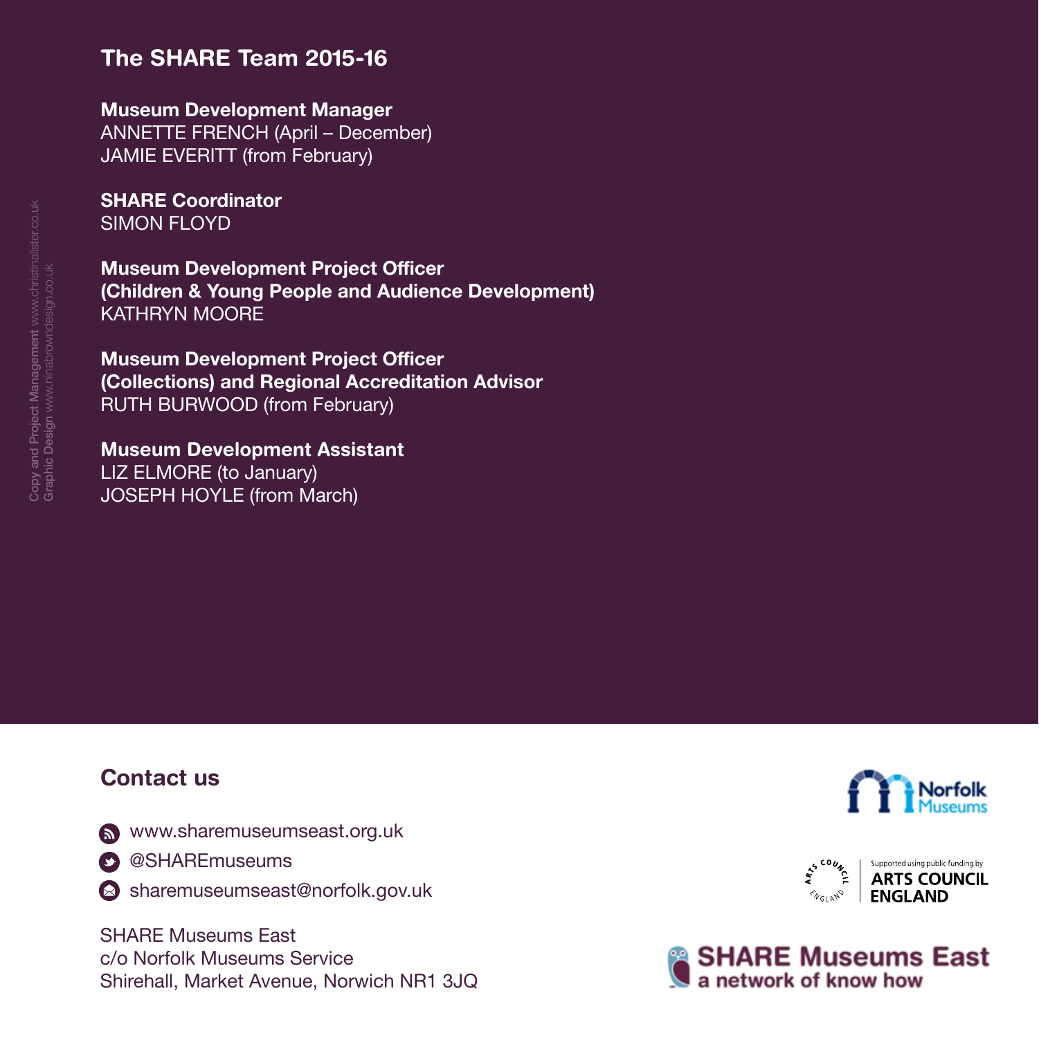## The SHARE Team 2015-16

**Museum Development Manager**
ANNETTE FRENCH (April – December)
JAMIE EVERITT (from February)

**SHARE Coordinator**
SIMON FLOYD

**Museum Development Project Officer (Children & Young People and Audience Development)**
KATHRYN MOORE

**Museum Development Project Officer (Collections) and Regional Accreditation Advisor**
RUTH BURWOOD (from February)

**Museum Development Assistant**
LIZ ELMORE (to January)
JOSEPH HOYLE (from March)

**Copy and Project Management** www.christinalister.co.uk
**Graphic Design** www.ninabrowndesign.co.uk

## Contact us

- www.sharemuseumseast.org.uk
- @SHAREmuseums
- sharemuseumseast@norfolk.gov.uk

SHARE Museums East
c/o Norfolk Museums Service
Shirehall, Market Avenue, Norwich NR1 3JQ

Norfolk Museums

Supported using public funding by ARTS COUNCIL ENGLAND

SHARE Museums East
a network of know how